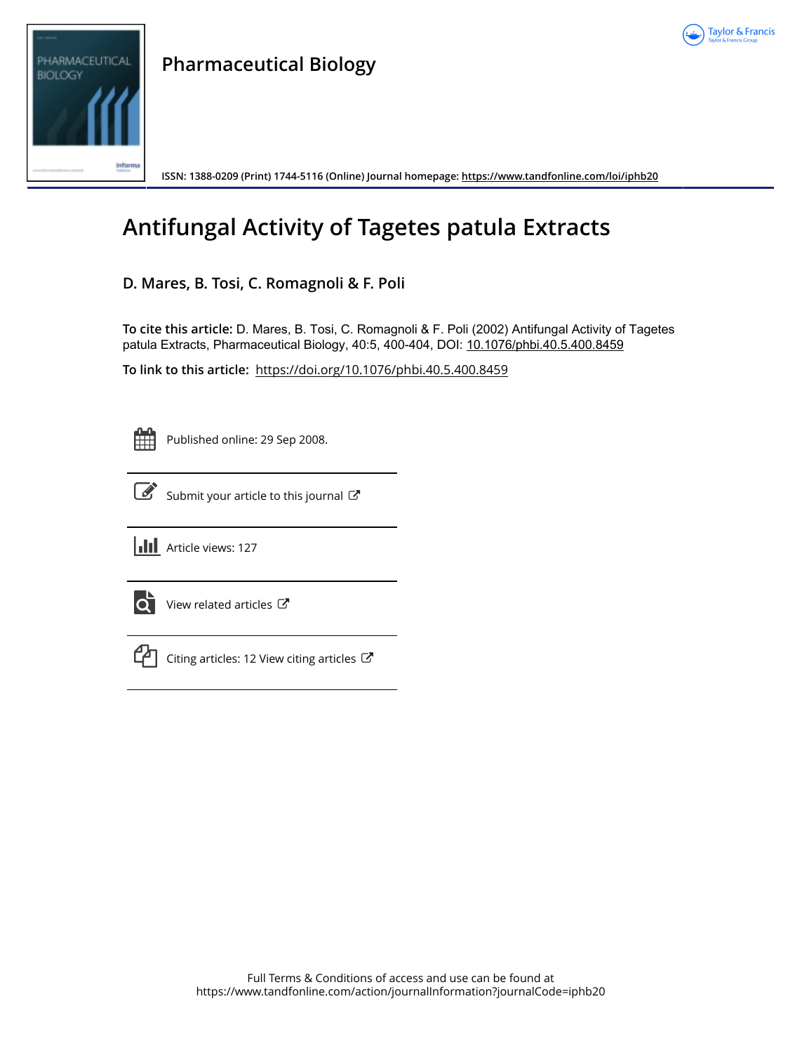Pharmaceutical Biology

ISSN: 1388-0209 (Print) 1744-5116 (Online) Journal homepage: https://www.tandfonline.com/loi/iphb20

# Antifungal Activity of Tagetes patula Extracts

**D. Mares, B. Tosi, C. Romagnoli & F. Poli**

**To cite this article:** D. Mares, B. Tosi, C. Romagnoli & F. Poli (2002) Antifungal Activity of Tagetes patula Extracts, Pharmaceutical Biology, 40:5, 400-404, DOI: 10.1076/phbi.40.5.400.8459

**To link to this article:** https://doi.org/10.1076/phbi.40.5.400.8459

Published online: 29 Sep 2008.

Submit your article to this journal

Article views: 127

View related articles

Citing articles: 12 View citing articles

Full Terms & Conditions of access and use can be found at
https://www.tandfonline.com/action/journalInformation?journalCode=iphb20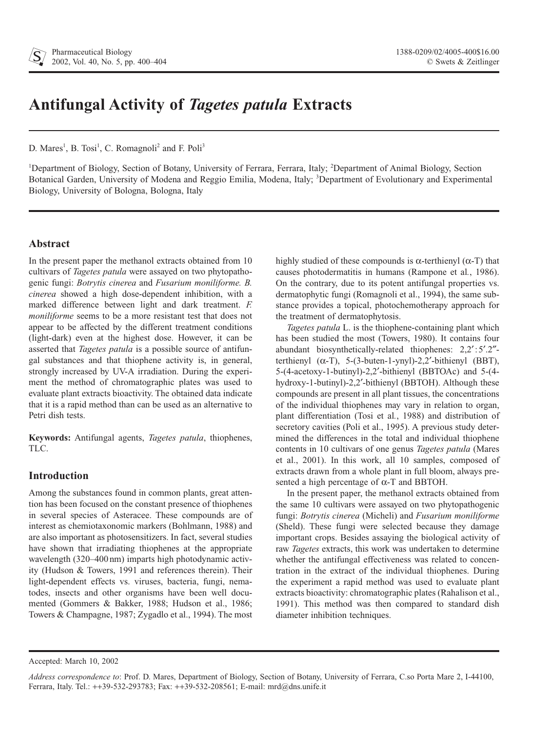# Antifungal Activity of *Tagetes patula* Extracts

D. Mares[1], B. Tosi[1], C. Romagnoli[2] and F. Poli[3]

[1]Department of Biology, Section of Botany, University of Ferrara, Ferrara, Italy; [2]Department of Animal Biology, Section Botanical Garden, University of Modena and Reggio Emilia, Modena, Italy; [3]Department of Evolutionary and Experimental Biology, University of Bologna, Bologna, Italy

## Abstract

In the present paper the methanol extracts obtained from 10 cultivars of *Tagetes patula* were assayed on two phytopathogenic fungi: *Botrytis cinerea* and *Fusarium moniliforme. B. cinerea* showed a high dose-dependent inhibition, with a marked difference between light and dark treatment. *F. moniliforme* seems to be a more resistant test that does not appear to be affected by the different treatment conditions (light-dark) even at the highest dose. However, it can be asserted that *Tagetes patula* is a possible source of antifungal substances and that thiophene activity is, in general, strongly increased by UV-A irradiation. During the experiment the method of chromatographic plates was used to evaluate plant extracts bioactivity. The obtained data indicate that it is a rapid method than can be used as an alternative to Petri dish tests.

**Keywords:** Antifungal agents, *Tagetes patula*, thiophenes, TLC.

## Introduction

Among the substances found in common plants, great attention has been focused on the constant presence of thiophenes in several species of Asteracee. These compounds are of interest as chemiotaxonomic markers (Bohlmann, 1988) and are also important as photosensitizers. In fact, several studies have shown that irradiating thiophenes at the appropriate wavelength (320–400 nm) imparts high photodynamic activity (Hudson & Towers, 1991 and references therein). Their light-dependent effects vs. viruses, bacteria, fungi, nematodes, insects and other organisms have been well documented (Gommers & Bakker, 1988; Hudson et al., 1986; Towers & Champagne, 1987; Zygadlo et al., 1994). The most highly studied of these compounds is α-terthienyl (α-T) that causes photodermatitis in humans (Rampone et al., 1986). On the contrary, due to its potent antifungal properties vs. dermatophytic fungi (Romagnoli et al., 1994), the same substance provides a topical, photochemotherapy approach for the treatment of dermatophytosis.

*Tagetes patula* L. is the thiophene-containing plant which has been studied the most (Towers, 1980). It contains four abundant biosynthetically-related thiophenes: 2,2′:5′.2″-terthienyl (α-T), 5-(3-buten-1-ynyl)-2,2′-bithienyl (BBT), 5-(4-acetoxy-1-butinyl)-2,2′-bithienyl (BBTOAc) and 5-(4-hydroxy-1-butinyl)-2,2′-bithienyl (BBTOH). Although these compounds are present in all plant tissues, the concentrations of the individual thiophenes may vary in relation to organ, plant differentiation (Tosi et al., 1988) and distribution of secretory cavities (Poli et al., 1995). A previous study determined the differences in the total and individual thiophene contents in 10 cultivars of one genus *Tagetes patula* (Mares et al., 2001). In this work, all 10 samples, composed of extracts drawn from a whole plant in full bloom, always presented a high percentage of α-T and BBTOH.

In the present paper, the methanol extracts obtained from the same 10 cultivars were assayed on two phytopathogenic fungi: *Botrytis cinerea* (Micheli) and *Fusarium moniliforme* (Sheld). These fungi were selected because they damage important crops. Besides assaying the biological activity of raw *Tagetes* extracts, this work was undertaken to determine whether the antifungal effectiveness was related to concentration in the extract of the individual thiophenes. During the experiment a rapid method was used to evaluate plant extracts bioactivity: chromatographic plates (Rahalison et al., 1991). This method was then compared to standard dish diameter inhibition techniques.

Accepted: March 10, 2002

*Address correspondence to*: Prof. D. Mares, Department of Biology, Section of Botany, University of Ferrara, C.so Porta Mare 2, I-44100, Ferrara, Italy. Tel.: ++39-532-293783; Fax: ++39-532-208561; E-mail: mrd@dns.unife.it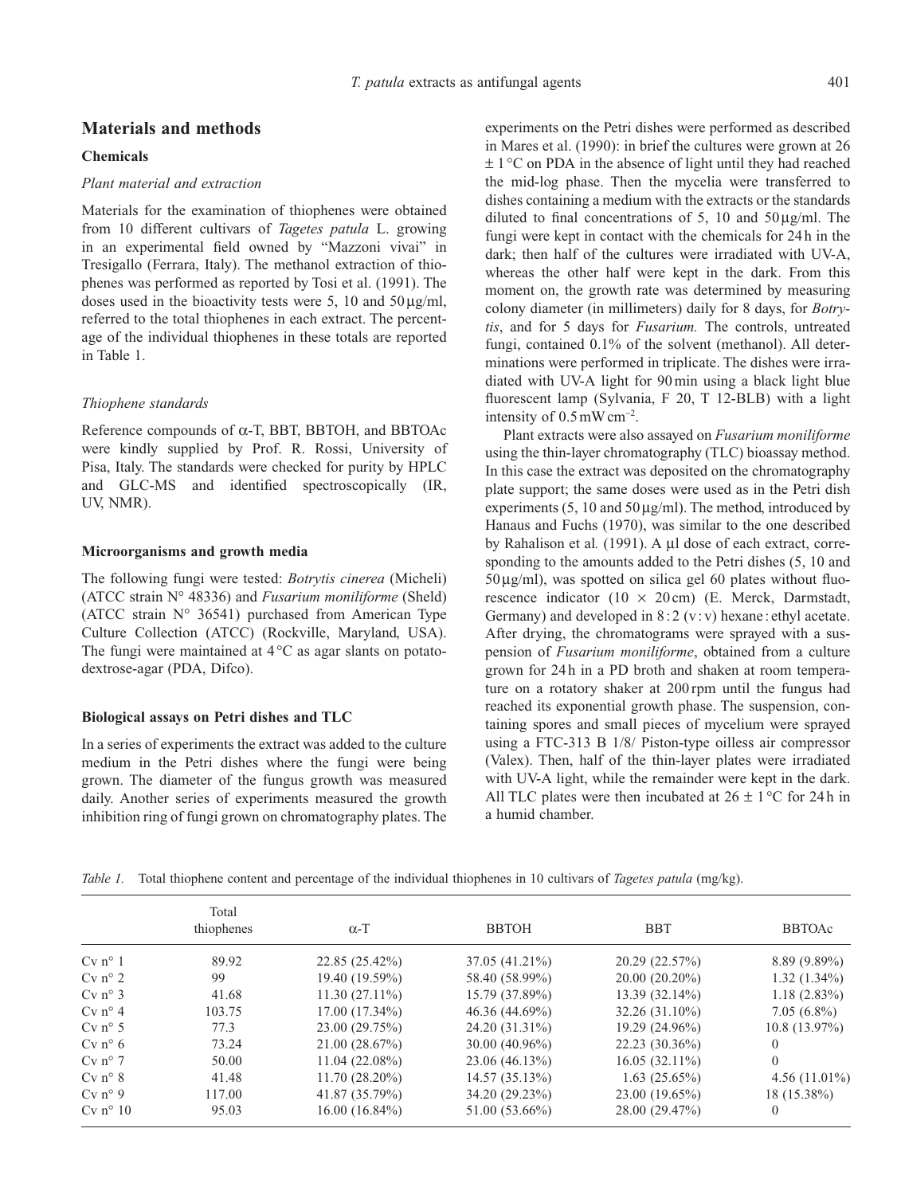## Materials and methods

### Chemicals

#### *Plant material and extraction*

Materials for the examination of thiophenes were obtained from 10 different cultivars of *Tagetes patula* L. growing in an experimental field owned by "Mazzoni vivai" in Tresigallo (Ferrara, Italy). The methanol extraction of thiophenes was performed as reported by Tosi et al. (1991). The doses used in the bioactivity tests were 5, 10 and 50 μg/ml, referred to the total thiophenes in each extract. The percentage of the individual thiophenes in these totals are reported in Table 1.

#### *Thiophene standards*

Reference compounds of α-T, BBT, BBTOH, and BBTOAc were kindly supplied by Prof. R. Rossi, University of Pisa, Italy. The standards were checked for purity by HPLC and GLC-MS and identified spectroscopically (IR, UV, NMR).

### Microorganisms and growth media

The following fungi were tested: *Botrytis cinerea* (Micheli) (ATCC strain N° 48336) and *Fusarium moniliforme* (Sheld) (ATCC strain N° 36541) purchased from American Type Culture Collection (ATCC) (Rockville, Maryland, USA). The fungi were maintained at 4 °C as agar slants on potato-dextrose-agar (PDA, Difco).

### Biological assays on Petri dishes and TLC

In a series of experiments the extract was added to the culture medium in the Petri dishes where the fungi were being grown. The diameter of the fungus growth was measured daily. Another series of experiments measured the growth inhibition ring of fungi grown on chromatography plates. The experiments on the Petri dishes were performed as described in Mares et al. (1990): in brief the cultures were grown at 26 ± 1 °C on PDA in the absence of light until they had reached the mid-log phase. Then the mycelia were transferred to dishes containing a medium with the extracts or the standards diluted to final concentrations of 5, 10 and 50 μg/ml. The fungi were kept in contact with the chemicals for 24 h in the dark; then half of the cultures were irradiated with UV-A, whereas the other half were kept in the dark. From this moment on, the growth rate was determined by measuring colony diameter (in millimeters) daily for 8 days, for *Botrytis*, and for 5 days for *Fusarium.* The controls, untreated fungi, contained 0.1% of the solvent (methanol). All determinations were performed in triplicate. The dishes were irradiated with UV-A light for 90 min using a black light blue fluorescent lamp (Sylvania, F 20, T 12-BLB) with a light intensity of 0.5 mW cm$^{-2}$.

Plant extracts were also assayed on *Fusarium moniliforme* using the thin-layer chromatography (TLC) bioassay method. In this case the extract was deposited on the chromatography plate support; the same doses were used as in the Petri dish experiments (5, 10 and 50 μg/ml). The method, introduced by Hanaus and Fuchs (1970), was similar to the one described by Rahalison et al. (1991). A μl dose of each extract, corresponding to the amounts added to the Petri dishes (5, 10 and 50 μg/ml), was spotted on silica gel 60 plates without fluorescence indicator (10 × 20 cm) (E. Merck, Darmstadt, Germany) and developed in 8 : 2 (v : v) hexane : ethyl acetate. After drying, the chromatograms were sprayed with a suspension of *Fusarium moniliforme*, obtained from a culture grown for 24 h in a PD broth and shaken at room temperature on a rotatory shaker at 200 rpm until the fungus had reached its exponential growth phase. The suspension, containing spores and small pieces of mycelium were sprayed using a FTC-313 B 1/8/ Piston-type oilless air compressor (Valex). Then, half of the thin-layer plates were irradiated with UV-A light, while the remainder were kept in the dark. All TLC plates were then incubated at 26 ± 1 °C for 24 h in a humid chamber.

*Table 1.* Total thiophene content and percentage of the individual thiophenes in 10 cultivars of *Tagetes patula* (mg/kg).

| | Total thiophenes | α-T | BBTOH | BBT | BBTOAc |
|---|---|---|---|---|---|
| Cv n° 1 | 89.92 | 22.85 (25.42%) | 37.05 (41.21%) | 20.29 (22.57%) | 8.89 (9.89%) |
| Cv n° 2 | 99 | 19.40 (19.59%) | 58.40 (58.99%) | 20.00 (20.20%) | 1.32 (1.34%) |
| Cv n° 3 | 41.68 | 11.30 (27.11%) | 15.79 (37.89%) | 13.39 (32.14%) | 1.18 (2.83%) |
| Cv n° 4 | 103.75 | 17.00 (17.34%) | 46.36 (44.69%) | 32.26 (31.10%) | 7.05 (6.8%) |
| Cv n° 5 | 77.3 | 23.00 (29.75%) | 24.20 (31.31%) | 19.29 (24.96%) | 10.8 (13.97%) |
| Cv n° 6 | 73.24 | 21.00 (28.67%) | 30.00 (40.96%) | 22.23 (30.36%) | 0 |
| Cv n° 7 | 50.00 | 11.04 (22.08%) | 23.06 (46.13%) | 16.05 (32.11%) | 0 |
| Cv n° 8 | 41.48 | 11.70 (28.20%) | 14.57 (35.13%) | 1.63 (25.65%) | 4.56 (11.01%) |
| Cv n° 9 | 117.00 | 41.87 (35.79%) | 34.20 (29.23%) | 23.00 (19.65%) | 18 (15.38%) |
| Cv n° 10 | 95.03 | 16.00 (16.84%) | 51.00 (53.66%) | 28.00 (29.47%) | 0 |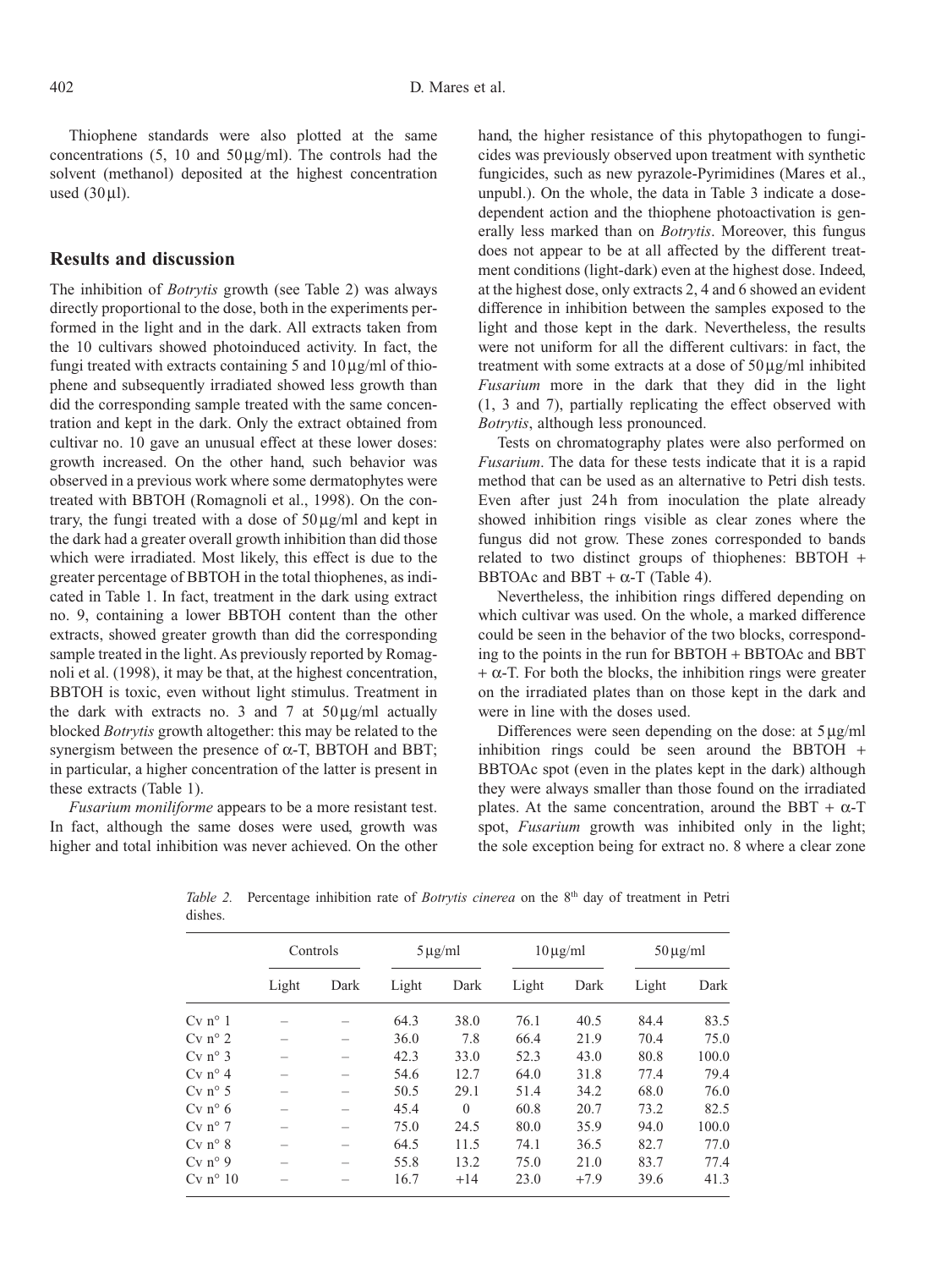Thiophene standards were also plotted at the same concentrations (5, 10 and 50 μg/ml). The controls had the solvent (methanol) deposited at the highest concentration used (30 μl).

## Results and discussion

The inhibition of *Botrytis* growth (see Table 2) was always directly proportional to the dose, both in the experiments performed in the light and in the dark. All extracts taken from the 10 cultivars showed photoinduced activity. In fact, the fungi treated with extracts containing 5 and 10 μg/ml of thiophene and subsequently irradiated showed less growth than did the corresponding sample treated with the same concentration and kept in the dark. Only the extract obtained from cultivar no. 10 gave an unusual effect at these lower doses: growth increased. On the other hand, such behavior was observed in a previous work where some dermatophytes were treated with BBTOH (Romagnoli et al., 1998). On the contrary, the fungi treated with a dose of 50 μg/ml and kept in the dark had a greater overall growth inhibition than did those which were irradiated. Most likely, this effect is due to the greater percentage of BBTOH in the total thiophenes, as indicated in Table 1. In fact, treatment in the dark using extract no. 9, containing a lower BBTOH content than the other extracts, showed greater growth than did the corresponding sample treated in the light. As previously reported by Romagnoli et al. (1998), it may be that, at the highest concentration, BBTOH is toxic, even without light stimulus. Treatment in the dark with extracts no. 3 and 7 at 50 μg/ml actually blocked *Botrytis* growth altogether: this may be related to the synergism between the presence of $\alpha$-T, BBTOH and BBT; in particular, a higher concentration of the latter is present in these extracts (Table 1).

*Fusarium moniliforme* appears to be a more resistant test. In fact, although the same doses were used, growth was higher and total inhibition was never achieved. On the other hand, the higher resistance of this phytopathogen to fungicides was previously observed upon treatment with synthetic fungicides, such as new pyrazole-Pyrimidines (Mares et al., unpubl.). On the whole, the data in Table 3 indicate a dose-dependent action and the thiophene photoactivation is generally less marked than on *Botrytis*. Moreover, this fungus does not appear to be at all affected by the different treatment conditions (light-dark) even at the highest dose. Indeed, at the highest dose, only extracts 2, 4 and 6 showed an evident difference in inhibition between the samples exposed to the light and those kept in the dark. Nevertheless, the results were not uniform for all the different cultivars: in fact, the treatment with some extracts at a dose of 50 μg/ml inhibited *Fusarium* more in the dark that they did in the light (1, 3 and 7), partially replicating the effect observed with *Botrytis*, although less pronounced.

Tests on chromatography plates were also performed on *Fusarium*. The data for these tests indicate that it is a rapid method that can be used as an alternative to Petri dish tests. Even after just 24 h from inoculation the plate already showed inhibition rings visible as clear zones where the fungus did not grow. These zones corresponded to bands related to two distinct groups of thiophenes: BBTOH + BBTOAc and BBT + $\alpha$-T (Table 4).

Nevertheless, the inhibition rings differed depending on which cultivar was used. On the whole, a marked difference could be seen in the behavior of the two blocks, corresponding to the points in the run for BBTOH + BBTOAc and BBT + $\alpha$-T. For both the blocks, the inhibition rings were greater on the irradiated plates than on those kept in the dark and were in line with the doses used.

Differences were seen depending on the dose: at 5 μg/ml inhibition rings could be seen around the BBTOH + BBTOAc spot (even in the plates kept in the dark) although they were always smaller than those found on the irradiated plates. At the same concentration, around the BBT + $\alpha$-T spot, *Fusarium* growth was inhibited only in the light; the sole exception being for extract no. 8 where a clear zone

*Table 2.* Percentage inhibition rate of *Botrytis cinerea* on the 8th day of treatment in Petri dishes.

| | Controls | | 5 μg/ml | | 10 μg/ml | | 50 μg/ml | |
|---|---|---|---|---|---|---|---|---|
| | Light | Dark | Light | Dark | Light | Dark | Light | Dark |
| Cv n° 1 | – | – | 64.3 | 38.0 | 76.1 | 40.5 | 84.4 | 83.5 |
| Cv n° 2 | – | – | 36.0 | 7.8 | 66.4 | 21.9 | 70.4 | 75.0 |
| Cv n° 3 | – | – | 42.3 | 33.0 | 52.3 | 43.0 | 80.8 | 100.0 |
| Cv n° 4 | – | – | 54.6 | 12.7 | 64.0 | 31.8 | 77.4 | 79.4 |
| Cv n° 5 | – | – | 50.5 | 29.1 | 51.4 | 34.2 | 68.0 | 76.0 |
| Cv n° 6 | – | – | 45.4 | 0 | 60.8 | 20.7 | 73.2 | 82.5 |
| Cv n° 7 | – | – | 75.0 | 24.5 | 80.0 | 35.9 | 94.0 | 100.0 |
| Cv n° 8 | – | – | 64.5 | 11.5 | 74.1 | 36.5 | 82.7 | 77.0 |
| Cv n° 9 | – | – | 55.8 | 13.2 | 75.0 | 21.0 | 83.7 | 77.4 |
| Cv n° 10 | – | – | 16.7 | +14 | 23.0 | +7.9 | 39.6 | 41.3 |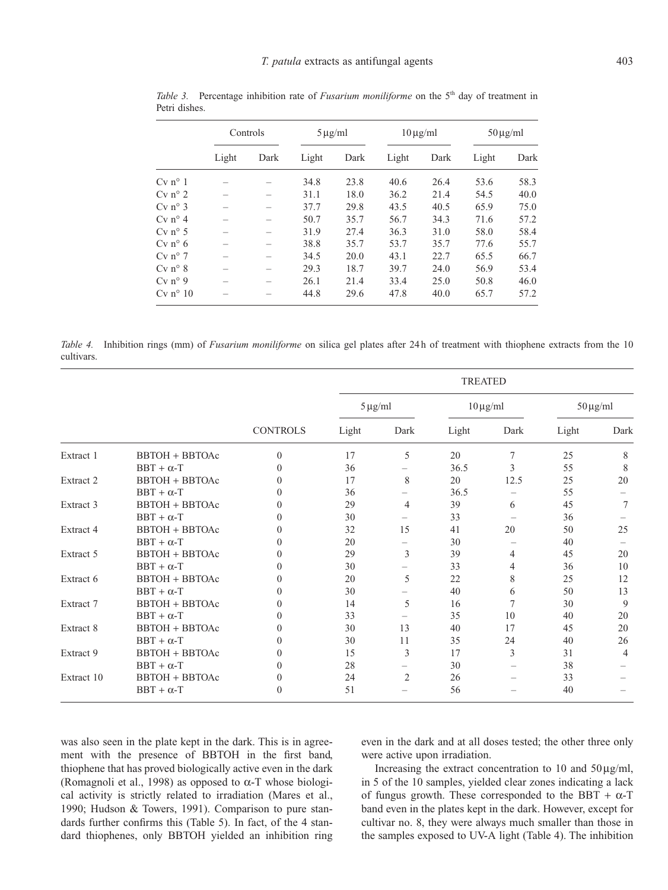*Table 3.* Percentage inhibition rate of *Fusarium moniliforme* on the 5th day of treatment in Petri dishes.

| | Controls | | 5 μg/ml | | 10 μg/ml | | 50 μg/ml | |
|---|---|---|---|---|---|---|---|---|
| | Light | Dark | Light | Dark | Light | Dark | Light | Dark |
| Cv n° 1 | – | – | 34.8 | 23.8 | 40.6 | 26.4 | 53.6 | 58.3 |
| Cv n° 2 | – | – | 31.1 | 18.0 | 36.2 | 21.4 | 54.5 | 40.0 |
| Cv n° 3 | – | – | 37.7 | 29.8 | 43.5 | 40.5 | 65.9 | 75.0 |
| Cv n° 4 | – | – | 50.7 | 35.7 | 56.7 | 34.3 | 71.6 | 57.2 |
| Cv n° 5 | – | – | 31.9 | 27.4 | 36.3 | 31.0 | 58.0 | 58.4 |
| Cv n° 6 | – | – | 38.8 | 35.7 | 53.7 | 35.7 | 77.6 | 55.7 |
| Cv n° 7 | – | – | 34.5 | 20.0 | 43.1 | 22.7 | 65.5 | 66.7 |
| Cv n° 8 | – | – | 29.3 | 18.7 | 39.7 | 24.0 | 56.9 | 53.4 |
| Cv n° 9 | – | – | 26.1 | 21.4 | 33.4 | 25.0 | 50.8 | 46.0 |
| Cv n° 10 | – | – | 44.8 | 29.6 | 47.8 | 40.0 | 65.7 | 57.2 |

*Table 4.* Inhibition rings (mm) of *Fusarium moniliforme* on silica gel plates after 24 h of treatment with thiophene extracts from the 10 cultivars.

| | | | TREATED | | | | | |
|---|---|---|---|---|---|---|---|---|
| | | | 5 μg/ml | | 10 μg/ml | | 50 μg/ml | |
| | | CONTROLS | Light | Dark | Light | Dark | Light | Dark |
| Extract 1 | BBTOH + BBTOAc | 0 | 17 | 5 | 20 | 7 | 25 | 8 |
| | BBT + α-T | 0 | 36 | – | 36.5 | 3 | 55 | 8 |
| Extract 2 | BBTOH + BBTOAc | 0 | 17 | 8 | 20 | 12.5 | 25 | 20 |
| | BBT + α-T | 0 | 36 | – | 36.5 | – | 55 | – |
| Extract 3 | BBTOH + BBTOAc | 0 | 29 | 4 | 39 | 6 | 45 | 7 |
| | BBT + α-T | 0 | 30 | – | 33 | – | 36 | – |
| Extract 4 | BBTOH + BBTOAc | 0 | 32 | 15 | 41 | 20 | 50 | 25 |
| | BBT + α-T | 0 | 20 | – | 30 | – | 40 | – |
| Extract 5 | BBTOH + BBTOAc | 0 | 29 | 3 | 39 | 4 | 45 | 20 |
| | BBT + α-T | 0 | 30 | – | 33 | 4 | 36 | 10 |
| Extract 6 | BBTOH + BBTOAc | 0 | 20 | 5 | 22 | 8 | 25 | 12 |
| | BBT + α-T | 0 | 30 | – | 40 | 6 | 50 | 13 |
| Extract 7 | BBTOH + BBTOAc | 0 | 14 | 5 | 16 | 7 | 30 | 9 |
| | BBT + α-T | 0 | 33 | – | 35 | 10 | 40 | 20 |
| Extract 8 | BBTOH + BBTOAc | 0 | 30 | 13 | 40 | 17 | 45 | 20 |
| | BBT + α-T | 0 | 30 | 11 | 35 | 24 | 40 | 26 |
| Extract 9 | BBTOH + BBTOAc | 0 | 15 | 3 | 17 | 3 | 31 | 4 |
| | BBT + α-T | 0 | 28 | – | 30 | – | 38 | – |
| Extract 10 | BBTOH + BBTOAc | 0 | 24 | 2 | 26 | – | 33 | – |
| | BBT + α-T | 0 | 51 | – | 56 | – | 40 | – |

was also seen in the plate kept in the dark. This is in agreement with the presence of BBTOH in the first band, thiophene that has proved biologically active even in the dark (Romagnoli et al., 1998) as opposed to α-T whose biological activity is strictly related to irradiation (Mares et al., 1990; Hudson & Towers, 1991). Comparison to pure standards further confirms this (Table 5). In fact, of the 4 standard thiophenes, only BBTOH yielded an inhibition ring even in the dark and at all doses tested; the other three only were active upon irradiation.

Increasing the extract concentration to 10 and 50 μg/ml, in 5 of the 10 samples, yielded clear zones indicating a lack of fungus growth. These corresponded to the BBT + α-T band even in the plates kept in the dark. However, except for cultivar no. 8, they were always much smaller than those in the samples exposed to UV-A light (Table 4). The inhibition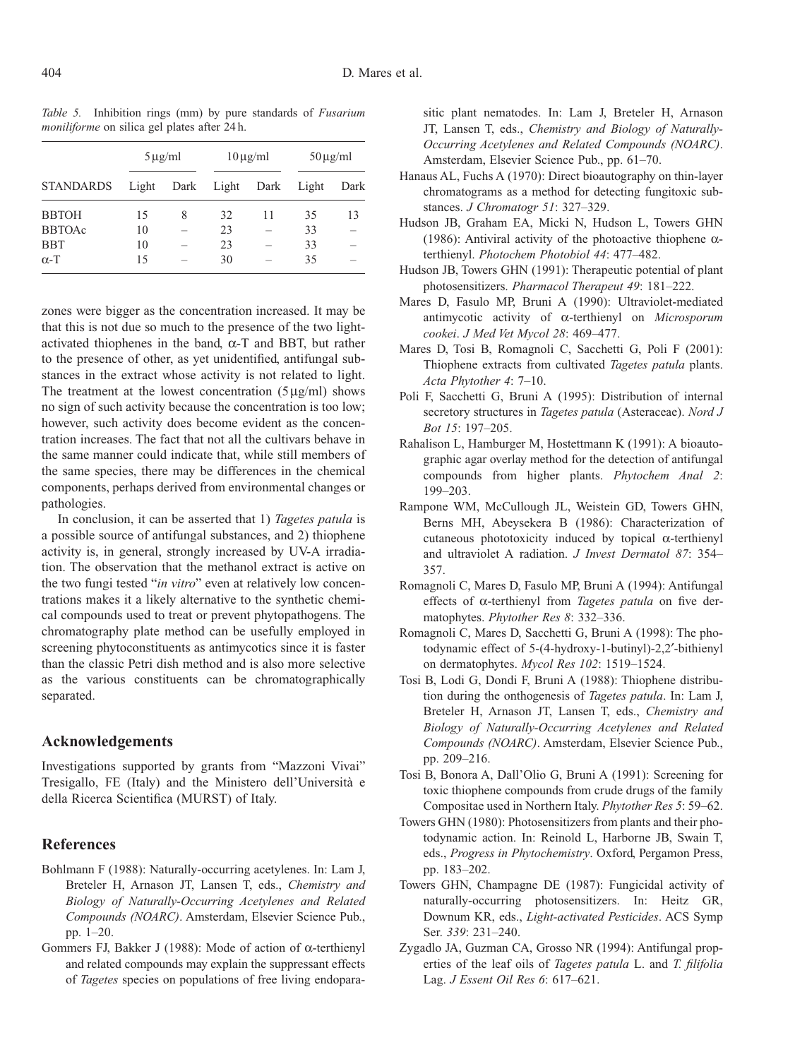*Table 5.* Inhibition rings (mm) by pure standards of *Fusarium moniliforme* on silica gel plates after 24 h.

| | 5 μg/ml | | 10 μg/ml | | 50 μg/ml | |
|---|---|---|---|---|---|---|
| STANDARDS | Light | Dark | Light | Dark | Light | Dark |
| BBTOH | 15 | 8 | 32 | 11 | 35 | 13 |
| BBTOAc | 10 | – | 23 | – | 33 | – |
| BBT | 10 | – | 23 | – | 33 | – |
| α-T | 15 | – | 30 | – | 35 | – |

zones were bigger as the concentration increased. It may be that this is not due so much to the presence of the two light-activated thiophenes in the band, α-T and BBT, but rather to the presence of other, as yet unidentified, antifungal substances in the extract whose activity is not related to light. The treatment at the lowest concentration (5 μg/ml) shows no sign of such activity because the concentration is too low; however, such activity does become evident as the concentration increases. The fact that not all the cultivars behave in the same manner could indicate that, while still members of the same species, there may be differences in the chemical components, perhaps derived from environmental changes or pathologies.

In conclusion, it can be asserted that 1) *Tagetes patula* is a possible source of antifungal substances, and 2) thiophene activity is, in general, strongly increased by UV-A irradiation. The observation that the methanol extract is active on the two fungi tested "*in vitro*" even at relatively low concentrations makes it a likely alternative to the synthetic chemical compounds used to treat or prevent phytopathogens. The chromatography plate method can be usefully employed in screening phytoconstituents as antimycotics since it is faster than the classic Petri dish method and is also more selective as the various constituents can be chromatographically separated.

## Acknowledgements

Investigations supported by grants from "Mazzoni Vivai" Tresigallo, FE (Italy) and the Ministero dell'Università e della Ricerca Scientifica (MURST) of Italy.

## References

Bohlmann F (1988): Naturally-occurring acetylenes. In: Lam J, Breteler H, Arnason JT, Lansen T, eds., *Chemistry and Biology of Naturally-Occurring Acetylenes and Related Compounds (NOARC)*. Amsterdam, Elsevier Science Pub., pp. 1–20.

Gommers FJ, Bakker J (1988): Mode of action of α-terthienyl and related compounds may explain the suppressant effects of *Tagetes* species on populations of free living endoparasitic plant nematodes. In: Lam J, Breteler H, Arnason JT, Lansen T, eds., *Chemistry and Biology of Naturally-Occurring Acetylenes and Related Compounds (NOARC)*. Amsterdam, Elsevier Science Pub., pp. 61–70.

Hanaus AL, Fuchs A (1970): Direct bioautography on thin-layer chromatograms as a method for detecting fungitoxic substances. *J Chromatogr 51*: 327–329.

Hudson JB, Graham EA, Micki N, Hudson L, Towers GHN (1986): Antiviral activity of the photoactive thiophene α-terthienyl. *Photochem Photobiol 44*: 477–482.

Hudson JB, Towers GHN (1991): Therapeutic potential of plant photosensitizers. *Pharmacol Therapeut 49*: 181–222.

Mares D, Fasulo MP, Bruni A (1990): Ultraviolet-mediated antimycotic activity of α-terthienyl on *Microsporum cookei*. *J Med Vet Mycol 28*: 469–477.

Mares D, Tosi B, Romagnoli C, Sacchetti G, Poli F (2001): Thiophene extracts from cultivated *Tagetes patula* plants. *Acta Phytother 4*: 7–10.

Poli F, Sacchetti G, Bruni A (1995): Distribution of internal secretory structures in *Tagetes patula* (Asteraceae). *Nord J Bot 15*: 197–205.

Rahalison L, Hamburger M, Hostettmann K (1991): A bioautographic agar overlay method for the detection of antifungal compounds from higher plants. *Phytochem Anal 2*: 199–203.

Rampone WM, McCullough JL, Weistein GD, Towers GHN, Berns MH, Abeysekera B (1986): Characterization of cutaneous phototoxicity induced by topical α-terthienyl and ultraviolet A radiation. *J Invest Dermatol 87*: 354–357.

Romagnoli C, Mares D, Fasulo MP, Bruni A (1994): Antifungal effects of α-terthienyl from *Tagetes patula* on five dermatophytes. *Phytother Res 8*: 332–336.

Romagnoli C, Mares D, Sacchetti G, Bruni A (1998): The photodynamic effect of 5-(4-hydroxy-1-butinyl)-2,2′-bithienyl on dermatophytes. *Mycol Res 102*: 1519–1524.

Tosi B, Lodi G, Dondi F, Bruni A (1988): Thiophene distribution during the onthogenesis of *Tagetes patula*. In: Lam J, Breteler H, Arnason JT, Lansen T, eds., *Chemistry and Biology of Naturally-Occurring Acetylenes and Related Compounds (NOARC)*. Amsterdam, Elsevier Science Pub., pp. 209–216.

Tosi B, Bonora A, Dall'Olio G, Bruni A (1991): Screening for toxic thiophene compounds from crude drugs of the family Compositae used in Northern Italy. *Phytother Res 5*: 59–62.

Towers GHN (1980): Photosensitizers from plants and their photodynamic action. In: Reinold L, Harborne JB, Swain T, eds., *Progress in Phytochemistry*. Oxford, Pergamon Press, pp. 183–202.

Towers GHN, Champagne DE (1987): Fungicidal activity of naturally-occurring photosensitizers. In: Heitz GR, Downum KR, eds., *Light-activated Pesticides*. ACS Symp Ser. *339*: 231–240.

Zygadlo JA, Guzman CA, Grosso NR (1994): Antifungal properties of the leaf oils of *Tagetes patula* L. and *T. filifolia* Lag. *J Essent Oil Res 6*: 617–621.